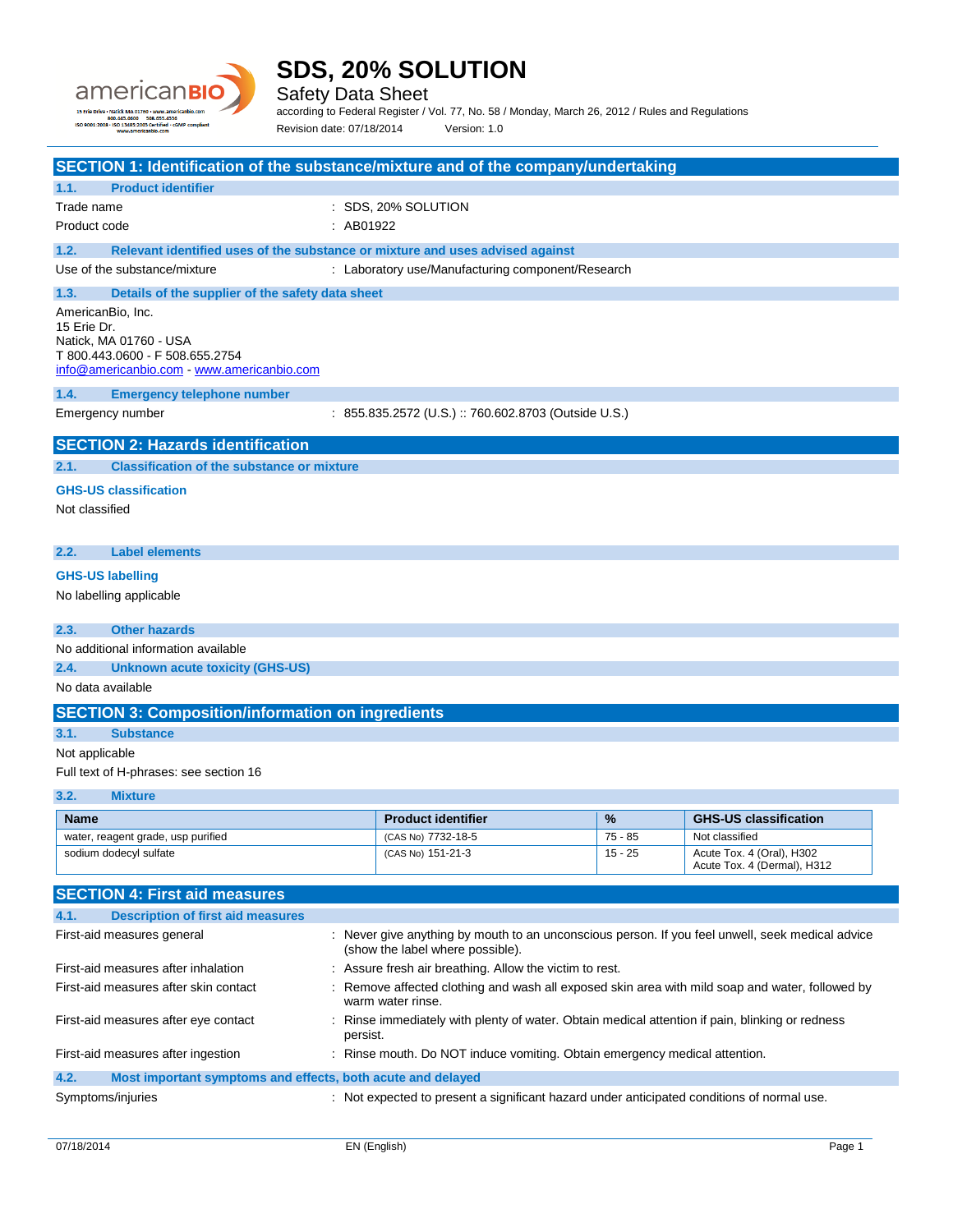# SDS, 20% SOLUTION

Safety Data Sheet

according to Federal Register / Vol. 77, No. 58 / Monday, March 26, 2012 / Rules and Regulations

Revision date: 07/18/2014 Version: 1.0

## SECTION 1: Identification of the substance/mixture and of the company/undertaking

### 1.1. Product identifier

Trade name : SDS, 20% SOLUTION

Product code : AB01922

### 1.2. Relevant identified uses of the substance or mixture and uses advised against

Use of the substance/mixture : Laboratory use/Manufacturing component/Research

### 1.3. Details of the supplier of the safety data sheet

AmericanBio, Inc.
15 Erie Dr.
Natick, MA 01760 - USA
T 800.443.0600 - F 508.655.2754
info@americanbio.com - www.americanbio.com

### 1.4. Emergency telephone number

Emergency number : 855.835.2572 (U.S.) :: 760.602.8703 (Outside U.S.)

## SECTION 2: Hazards identification

### 2.1. Classification of the substance or mixture

**GHS-US classification**

Not classified

### 2.2. Label elements

**GHS-US labelling**

No labelling applicable

### 2.3. Other hazards

No additional information available

### 2.4. Unknown acute toxicity (GHS-US)

No data available

## SECTION 3: Composition/information on ingredients

### 3.1. Substance

Not applicable

Full text of H-phrases: see section 16

### 3.2. Mixture

| Name | Product identifier | % | GHS-US classification |
|---|---|---|---|
| water, reagent grade, usp purified | (CAS No) 7732-18-5 | 75 - 85 | Not classified |
| sodium dodecyl sulfate | (CAS No) 151-21-3 | 15 - 25 | Acute Tox. 4 (Oral), H302<br>Acute Tox. 4 (Dermal), H312 |

## SECTION 4: First aid measures

### 4.1. Description of first aid measures

First-aid measures general : Never give anything by mouth to an unconscious person. If you feel unwell, seek medical advice (show the label where possible).

First-aid measures after inhalation : Assure fresh air breathing. Allow the victim to rest.

First-aid measures after skin contact : Remove affected clothing and wash all exposed skin area with mild soap and water, followed by warm water rinse.

First-aid measures after eye contact : Rinse immediately with plenty of water. Obtain medical attention if pain, blinking or redness persist.

First-aid measures after ingestion : Rinse mouth. Do NOT induce vomiting. Obtain emergency medical attention.

### 4.2. Most important symptoms and effects, both acute and delayed

Symptoms/injuries : Not expected to present a significant hazard under anticipated conditions of normal use.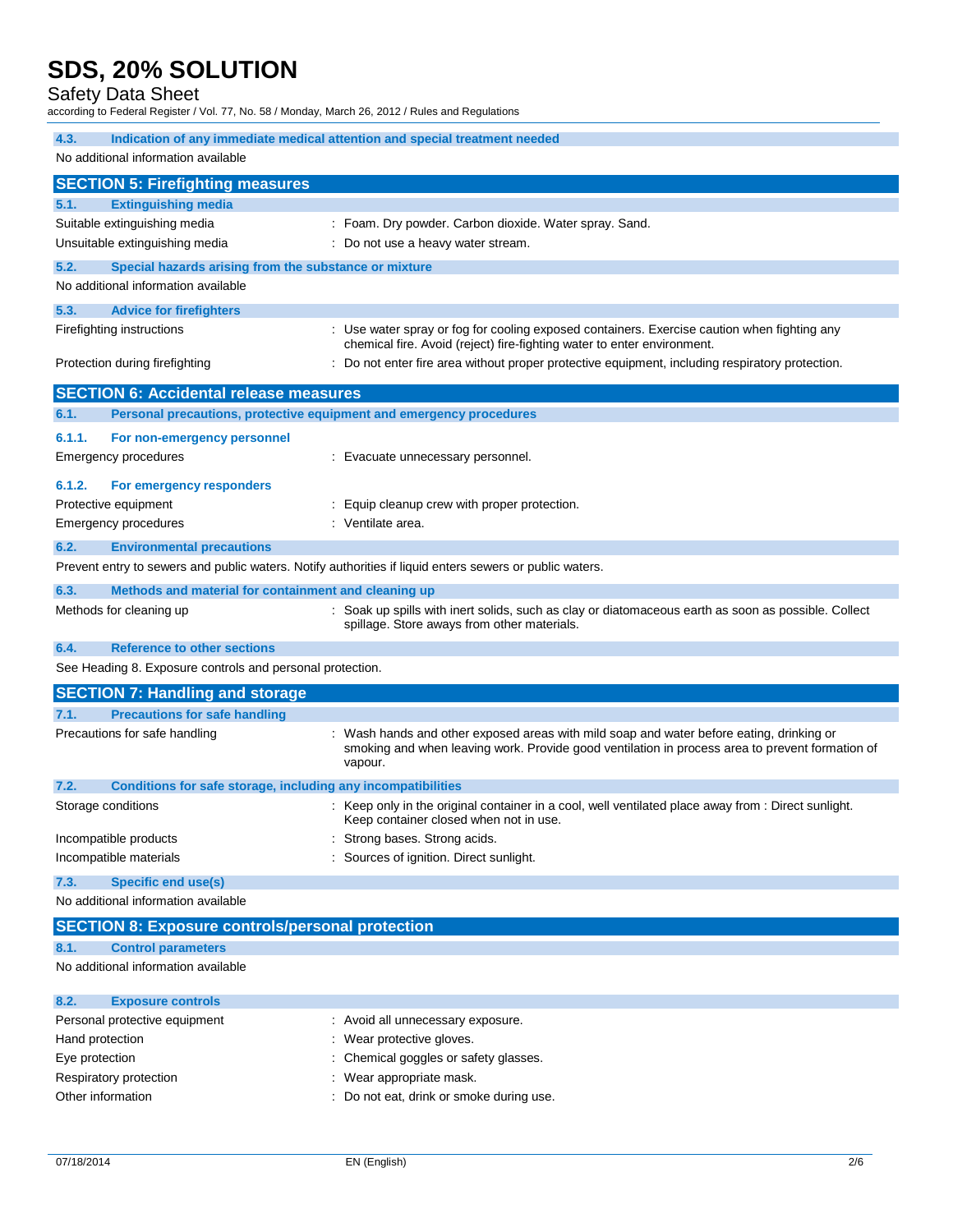### 4.3. Indication of any immediate medical attention and special treatment needed

No additional information available

## SECTION 5: Firefighting measures

### 5.1. Extinguishing media

| | |
|---|---|
| Suitable extinguishing media | : Foam. Dry powder. Carbon dioxide. Water spray. Sand. |
| Unsuitable extinguishing media | : Do not use a heavy water stream. |

### 5.2. Special hazards arising from the substance or mixture

No additional information available

### 5.3. Advice for firefighters

| | |
|---|---|
| Firefighting instructions | : Use water spray or fog for cooling exposed containers. Exercise caution when fighting any chemical fire. Avoid (reject) fire-fighting water to enter environment. |
| Protection during firefighting | : Do not enter fire area without proper protective equipment, including respiratory protection. |

## SECTION 6: Accidental release measures

### 6.1. Personal precautions, protective equipment and emergency procedures

#### 6.1.1. For non-emergency personnel

| | |
|---|---|
| Emergency procedures | : Evacuate unnecessary personnel. |

#### 6.1.2. For emergency responders

| | |
|---|---|
| Protective equipment | : Equip cleanup crew with proper protection. |
| Emergency procedures | : Ventilate area. |

### 6.2. Environmental precautions

Prevent entry to sewers and public waters. Notify authorities if liquid enters sewers or public waters.

### 6.3. Methods and material for containment and cleaning up

| | |
|---|---|
| Methods for cleaning up | : Soak up spills with inert solids, such as clay or diatomaceous earth as soon as possible. Collect spillage. Store aways from other materials. |

### 6.4. Reference to other sections

See Heading 8. Exposure controls and personal protection.

## SECTION 7: Handling and storage

### 7.1. Precautions for safe handling

| | |
|---|---|
| Precautions for safe handling | : Wash hands and other exposed areas with mild soap and water before eating, drinking or smoking and when leaving work. Provide good ventilation in process area to prevent formation of vapour. |

### 7.2. Conditions for safe storage, including any incompatibilities

| | |
|---|---|
| Storage conditions | : Keep only in the original container in a cool, well ventilated place away from : Direct sunlight. Keep container closed when not in use. |
| Incompatible products | : Strong bases. Strong acids. |
| Incompatible materials | : Sources of ignition. Direct sunlight. |

### 7.3. Specific end use(s)

No additional information available

## SECTION 8: Exposure controls/personal protection

### 8.1. Control parameters

No additional information available

### 8.2. Exposure controls

| | |
|---|---|
| Personal protective equipment | : Avoid all unnecessary exposure. |
| Hand protection | : Wear protective gloves. |
| Eye protection | : Chemical goggles or safety glasses. |
| Respiratory protection | : Wear appropriate mask. |
| Other information | : Do not eat, drink or smoke during use. |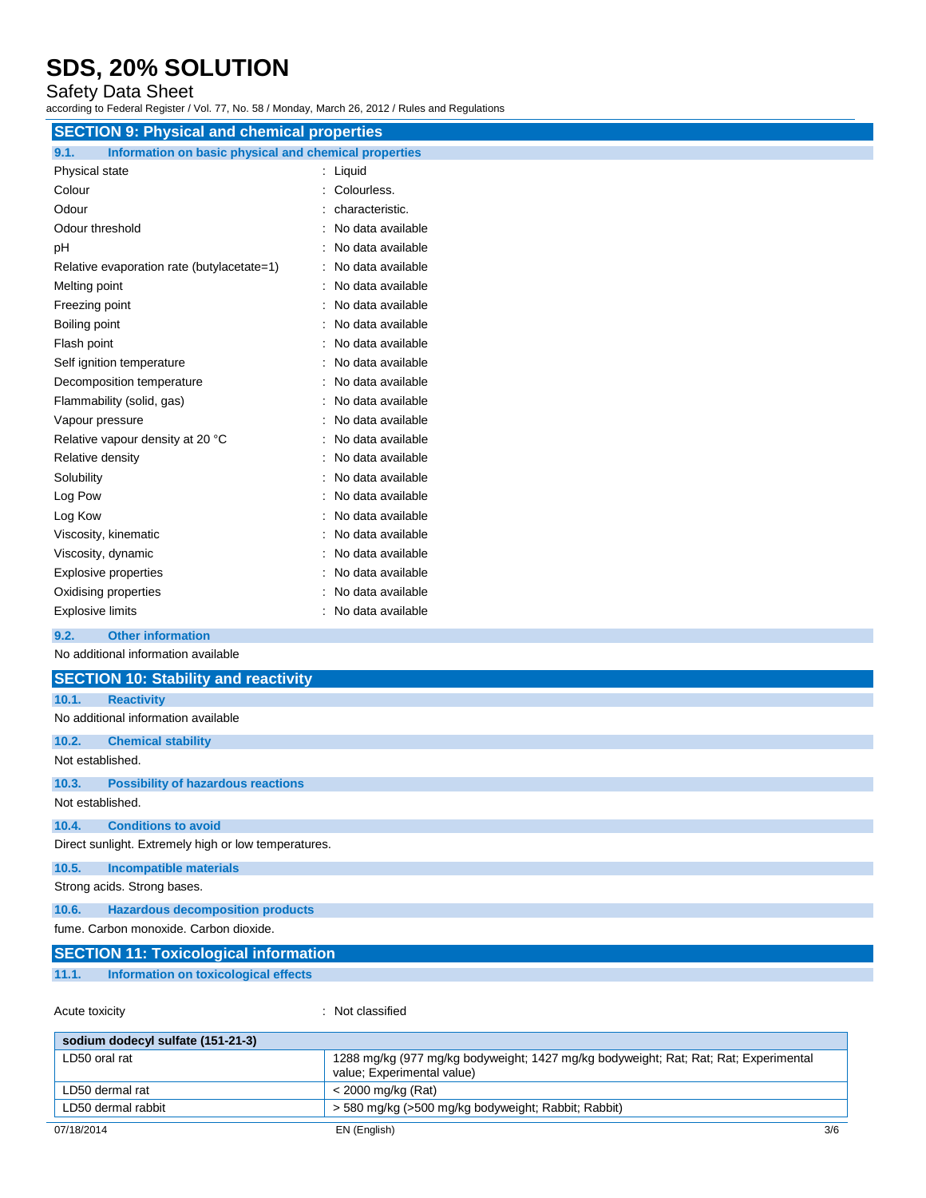## SECTION 9: Physical and chemical properties

### 9.1. Information on basic physical and chemical properties

| | |
|---|---|
| Physical state | : Liquid |
| Colour | : Colourless. |
| Odour | : characteristic. |
| Odour threshold | : No data available |
| pH | : No data available |
| Relative evaporation rate (butylacetate=1) | : No data available |
| Melting point | : No data available |
| Freezing point | : No data available |
| Boiling point | : No data available |
| Flash point | : No data available |
| Self ignition temperature | : No data available |
| Decomposition temperature | : No data available |
| Flammability (solid, gas) | : No data available |
| Vapour pressure | : No data available |
| Relative vapour density at 20 °C | : No data available |
| Relative density | : No data available |
| Solubility | : No data available |
| Log Pow | : No data available |
| Log Kow | : No data available |
| Viscosity, kinematic | : No data available |
| Viscosity, dynamic | : No data available |
| Explosive properties | : No data available |
| Oxidising properties | : No data available |
| Explosive limits | : No data available |

### 9.2. Other information

No additional information available

## SECTION 10: Stability and reactivity

### 10.1. Reactivity

No additional information available

### 10.2. Chemical stability

Not established.

### 10.3. Possibility of hazardous reactions

Not established.

### 10.4. Conditions to avoid

Direct sunlight. Extremely high or low temperatures.

### 10.5. Incompatible materials

Strong acids. Strong bases.

### 10.6. Hazardous decomposition products

fume. Carbon monoxide. Carbon dioxide.

## SECTION 11: Toxicological information

### 11.1. Information on toxicological effects

Acute toxicity : Not classified

| sodium dodecyl sulfate (151-21-3) | |
|---|---|
| LD50 oral rat | 1288 mg/kg (977 mg/kg bodyweight; 1427 mg/kg bodyweight; Rat; Rat; Rat; Experimental value; Experimental value) |
| LD50 dermal rat | < 2000 mg/kg (Rat) |
| LD50 dermal rabbit | > 580 mg/kg (>500 mg/kg bodyweight; Rabbit; Rabbit) |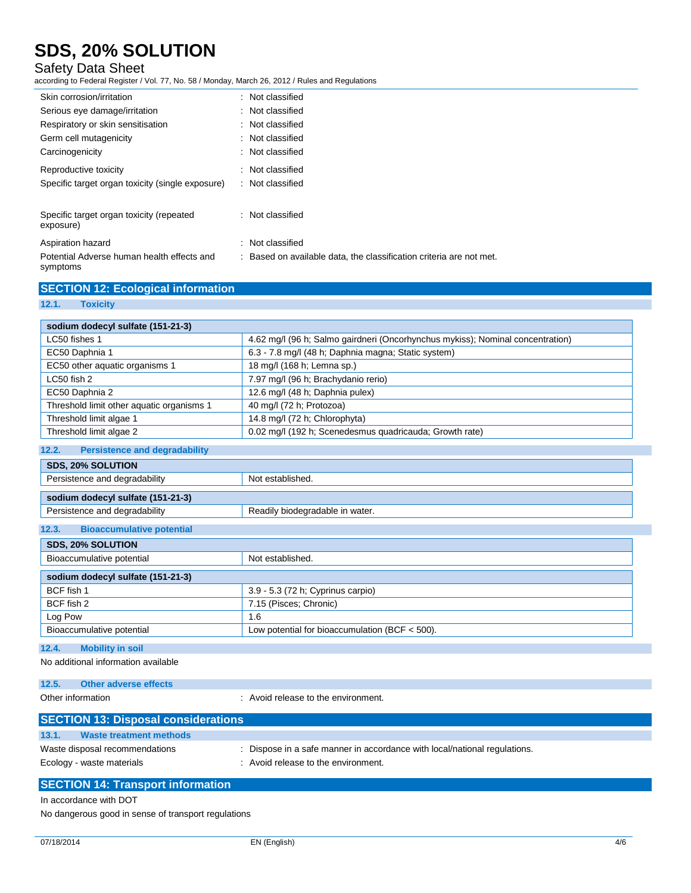| | |
|---|---|
| Skin corrosion/irritation | : Not classified |
| Serious eye damage/irritation | : Not classified |
| Respiratory or skin sensitisation | : Not classified |
| Germ cell mutagenicity | : Not classified |
| Carcinogenicity | : Not classified |
| Reproductive toxicity | : Not classified |
| Specific target organ toxicity (single exposure) | : Not classified |
| Specific target organ toxicity (repeated exposure) | : Not classified |
| Aspiration hazard | : Not classified |
| Potential Adverse human health effects and symptoms | : Based on available data, the classification criteria are not met. |

## SECTION 12: Ecological information

### 12.1. Toxicity

| sodium dodecyl sulfate (151-21-3) | |
|---|---|
| LC50 fishes 1 | 4.62 mg/l (96 h; Salmo gairdneri (Oncorhynchus mykiss); Nominal concentration) |
| EC50 Daphnia 1 | 6.3 - 7.8 mg/l (48 h; Daphnia magna; Static system) |
| EC50 other aquatic organisms 1 | 18 mg/l (168 h; Lemna sp.) |
| LC50 fish 2 | 7.97 mg/l (96 h; Brachydanio rerio) |
| EC50 Daphnia 2 | 12.6 mg/l (48 h; Daphnia pulex) |
| Threshold limit other aquatic organisms 1 | 40 mg/l (72 h; Protozoa) |
| Threshold limit algae 1 | 14.8 mg/l (72 h; Chlorophyta) |
| Threshold limit algae 2 | 0.02 mg/l (192 h; Scenedesmus quadricauda; Growth rate) |

### 12.2. Persistence and degradability

| SDS, 20% SOLUTION | |
|---|---|
| Persistence and degradability | Not established. |

| sodium dodecyl sulfate (151-21-3) | |
|---|---|
| Persistence and degradability | Readily biodegradable in water. |

### 12.3. Bioaccumulative potential

| SDS, 20% SOLUTION | |
|---|---|
| Bioaccumulative potential | Not established. |

| sodium dodecyl sulfate (151-21-3) | |
|---|---|
| BCF fish 1 | 3.9 - 5.3 (72 h; Cyprinus carpio) |
| BCF fish 2 | 7.15 (Pisces; Chronic) |
| Log Pow | 1.6 |
| Bioaccumulative potential | Low potential for bioaccumulation (BCF < 500). |

### 12.4. Mobility in soil

No additional information available

### 12.5. Other adverse effects

Other information : Avoid release to the environment.

## SECTION 13: Disposal considerations

### 13.1. Waste treatment methods

| | |
|---|---|
| Waste disposal recommendations | : Dispose in a safe manner in accordance with local/national regulations. |
| Ecology - waste materials | : Avoid release to the environment. |

## SECTION 14: Transport information

In accordance with DOT

No dangerous good in sense of transport regulations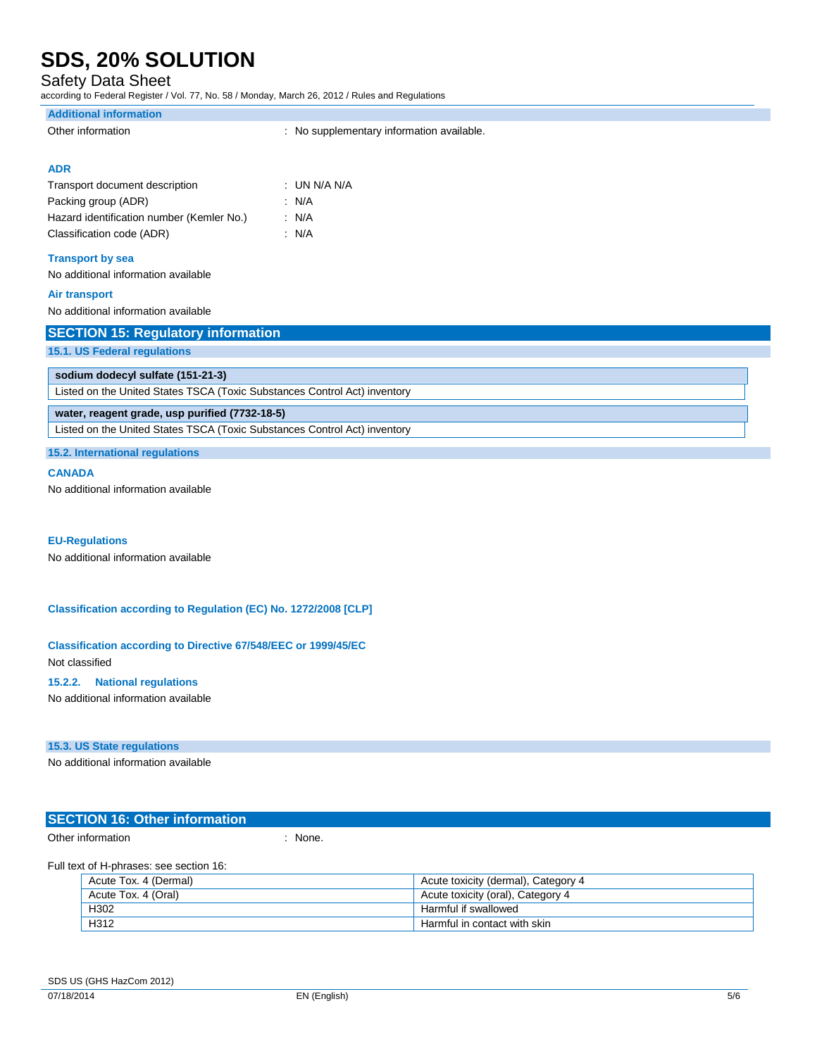**Additional information**

Other information : No supplementary information available.

**ADR**

Transport document description : UN N/A N/A

Packing group (ADR) : N/A

Hazard identification number (Kemler No.) : N/A

Classification code (ADR) : N/A

**Transport by sea**

No additional information available

**Air transport**

No additional information available

## SECTION 15: Regulatory information

### 15.1. US Federal regulations

| sodium dodecyl sulfate (151-21-3) |
|---|
| Listed on the United States TSCA (Toxic Substances Control Act) inventory |

| water, reagent grade, usp purified (7732-18-5) |
|---|
| Listed on the United States TSCA (Toxic Substances Control Act) inventory |

### 15.2. International regulations

**CANADA**

No additional information available

**EU-Regulations**

No additional information available

**Classification according to Regulation (EC) No. 1272/2008 [CLP]**

**Classification according to Directive 67/548/EEC or 1999/45/EC**

Not classified

**15.2.2. National regulations**

No additional information available

### 15.3. US State regulations

No additional information available

## SECTION 16: Other information

Other information : None.

Full text of H-phrases: see section 16:

| | |
|---|---|
| Acute Tox. 4 (Dermal) | Acute toxicity (dermal), Category 4 |
| Acute Tox. 4 (Oral) | Acute toxicity (oral), Category 4 |
| H302 | Harmful if swallowed |
| H312 | Harmful in contact with skin |

SDS US (GHS HazCom 2012)

07/18/2014 EN (English)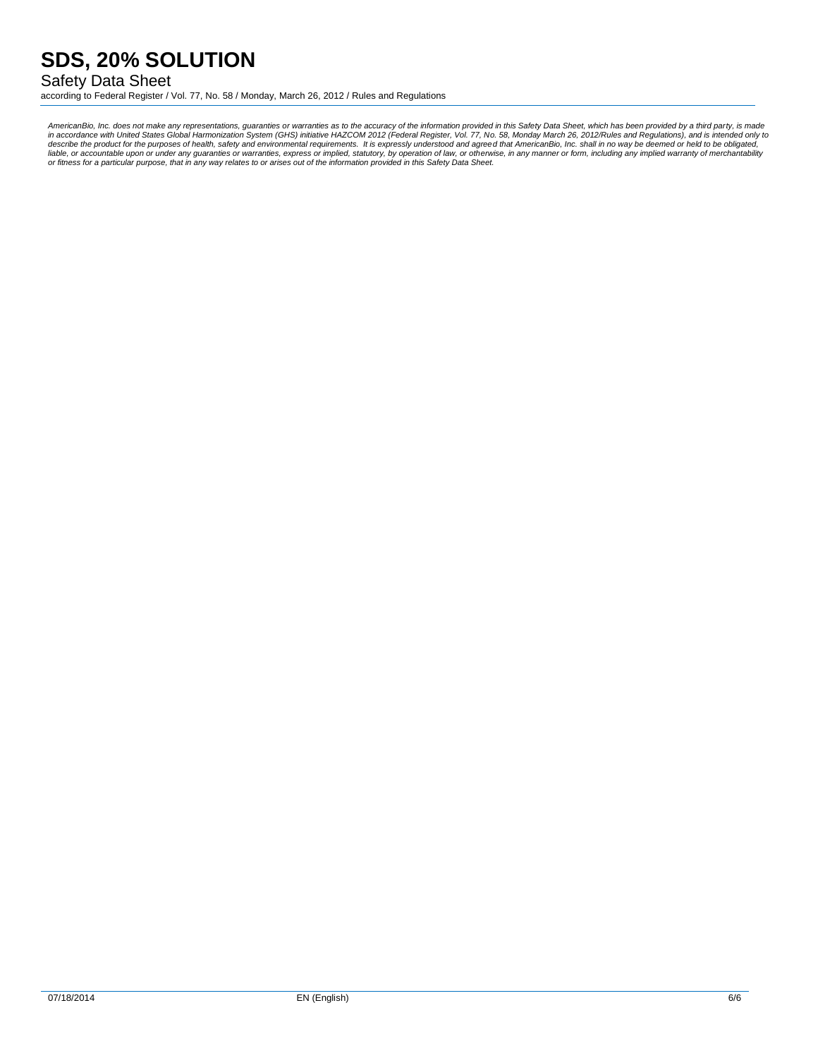*AmericanBio, Inc. does not make any representations, guaranties or warranties as to the accuracy of the information provided in this Safety Data Sheet, which has been provided by a third party, is made in accordance with United States Global Harmonization System (GHS) initiative HAZCOM 2012 (Federal Register, Vol. 77, No. 58, Monday March 26, 2012/Rules and Regulations), and is intended only to describe the product for the purposes of health, safety and environmental requirements. It is expressly understood and agreed that AmericanBio, Inc. shall in no way be deemed or held to be obligated, liable, or accountable upon or under any guaranties or warranties, express or implied, statutory, by operation of law, or otherwise, in any manner or form, including any implied warranty of merchantability or fitness for a particular purpose, that in any way relates to or arises out of the information provided in this Safety Data Sheet.*